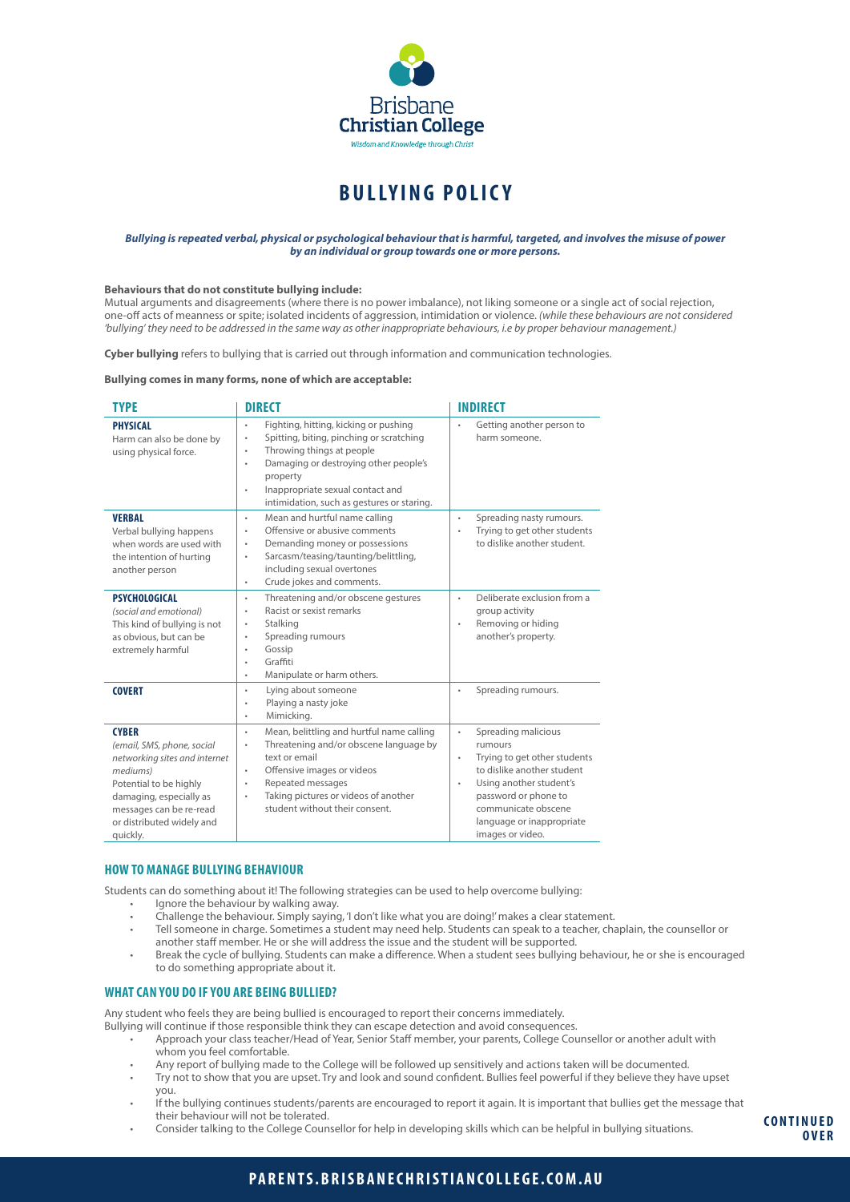Brisbane Christian College

*Wisdom and Knowledge through Christ*

# BULLYING POLICY

***Bullying is repeated verbal, physical or psychological behaviour that is harmful, targeted, and involves the misuse of power by an individual or group towards one or more persons.***

**Behaviours that do not constitute bullying include:**
Mutual arguments and disagreements (where there is no power imbalance), not liking someone or a single act of social rejection, one-off acts of meanness or spite; isolated incidents of aggression, intimidation or violence. *(while these behaviours are not considered 'bullying' they need to be addressed in the same way as other inappropriate behaviours, i.e by proper behaviour management.)*

**Cyber bullying** refers to bullying that is carried out through information and communication technologies.

**Bullying comes in many forms, none of which are acceptable:**

| TYPE | DIRECT | INDIRECT |
|---|---|---|
| **PHYSICAL**<br>Harm can also be done by using physical force. | • Fighting, hitting, kicking or pushing<br>• Spitting, biting, pinching or scratching<br>• Throwing things at people<br>• Damaging or destroying other people's property<br>• Inappropriate sexual contact and intimidation, such as gestures or staring. | • Getting another person to harm someone. |
| **VERBAL**<br>Verbal bullying happens when words are used with the intention of hurting another person | • Mean and hurtful name calling<br>• Offensive or abusive comments<br>• Demanding money or possessions<br>• Sarcasm/teasing/taunting/belittling, including sexual overtones<br>• Crude jokes and comments. | • Spreading nasty rumours.<br>• Trying to get other students to dislike another student. |
| **PSYCHOLOGICAL**<br>*(social and emotional)*<br>This kind of bullying is not as obvious, but can be extremely harmful | • Threatening and/or obscene gestures<br>• Racist or sexist remarks<br>• Stalking<br>• Spreading rumours<br>• Gossip<br>• Graffiti<br>• Manipulate or harm others. | • Deliberate exclusion from a group activity<br>• Removing or hiding another's property. |
| **COVERT** | • Lying about someone<br>• Playing a nasty joke<br>• Mimicking. | • Spreading rumours. |
| **CYBER**<br>*(email, SMS, phone, social networking sites and internet mediums)*<br>Potential to be highly damaging, especially as messages can be re-read or distributed widely and quickly. | • Mean, belittling and hurtful name calling<br>• Threatening and/or obscene language by text or email<br>• Offensive images or videos<br>• Repeated messages<br>• Taking pictures or videos of another student without their consent. | • Spreading malicious rumours<br>• Trying to get other students to dislike another student<br>• Using another student's password or phone to communicate obscene language or inappropriate images or video. |

## HOW TO MANAGE BULLYING BEHAVIOUR

Students can do something about it! The following strategies can be used to help overcome bullying:

- Ignore the behaviour by walking away.
- Challenge the behaviour. Simply saying, 'I don't like what you are doing!' makes a clear statement.
- Tell someone in charge. Sometimes a student may need help. Students can speak to a teacher, chaplain, the counsellor or another staff member. He or she will address the issue and the student will be supported.
- Break the cycle of bullying. Students can make a difference. When a student sees bullying behaviour, he or she is encouraged to do something appropriate about it.

## WHAT CAN YOU DO IF YOU ARE BEING BULLIED?

Any student who feels they are being bullied is encouraged to report their concerns immediately.
Bullying will continue if those responsible think they can escape detection and avoid consequences.

- Approach your class teacher/Head of Year, Senior Staff member, your parents, College Counsellor or another adult with whom you feel comfortable.
- Any report of bullying made to the College will be followed up sensitively and actions taken will be documented.
- Try not to show that you are upset. Try and look and sound confident. Bullies feel powerful if they believe they have upset you.
- If the bullying continues students/parents are encouraged to report it again. It is important that bullies get the message that their behaviour will not be tolerated.
- Consider talking to the College Counsellor for help in developing skills which can be helpful in bullying situations.

**CONTINUED OVER**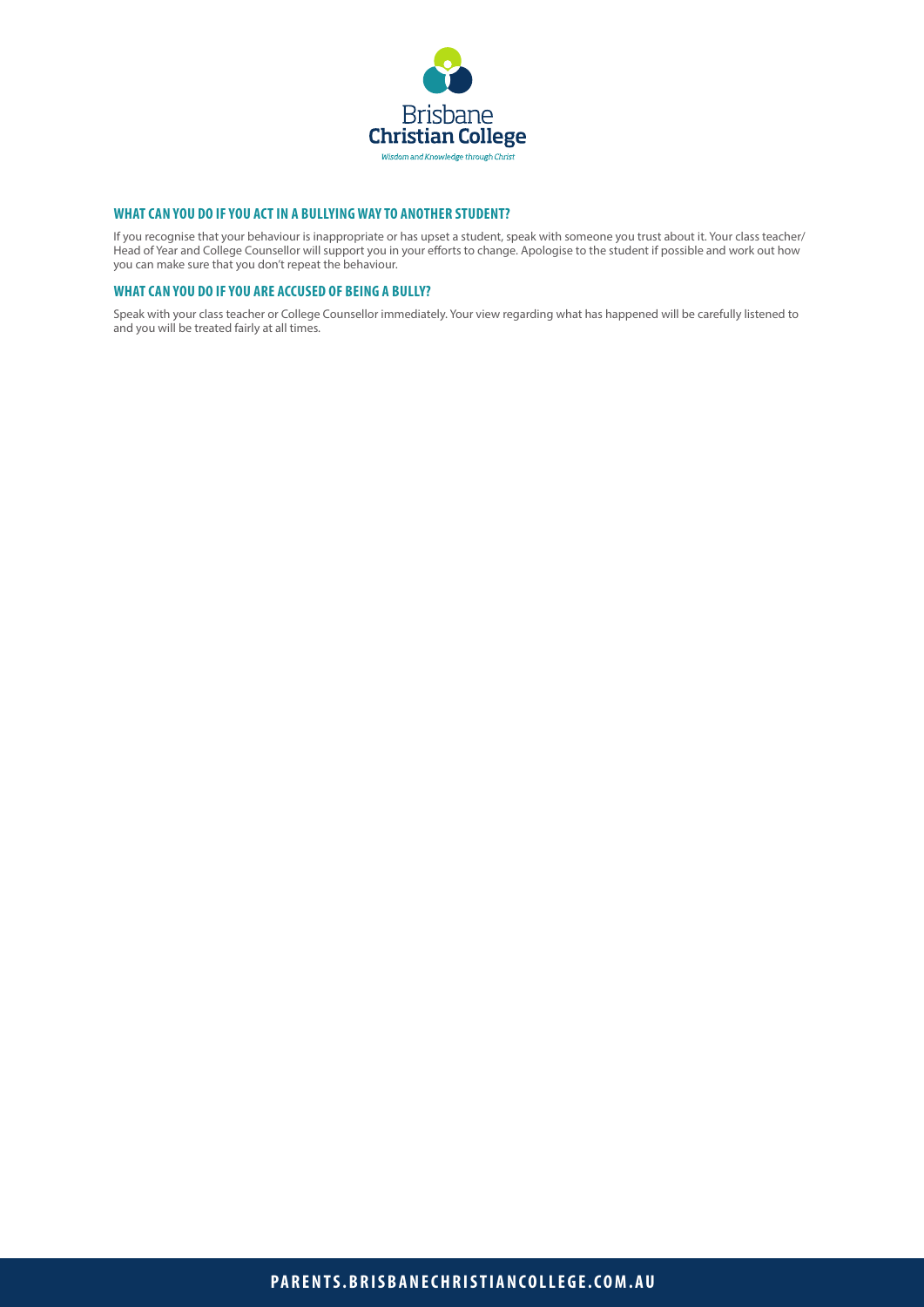### WHAT CAN YOU DO IF YOU ACT IN A BULLYING WAY TO ANOTHER STUDENT?

If you recognise that your behaviour is inappropriate or has upset a student, speak with someone you trust about it. Your class teacher/ Head of Year and College Counsellor will support you in your efforts to change. Apologise to the student if possible and work out how you can make sure that you don't repeat the behaviour.

### WHAT CAN YOU DO IF YOU ARE ACCUSED OF BEING A BULLY?

Speak with your class teacher or College Counsellor immediately. Your view regarding what has happened will be carefully listened to and you will be treated fairly at all times.